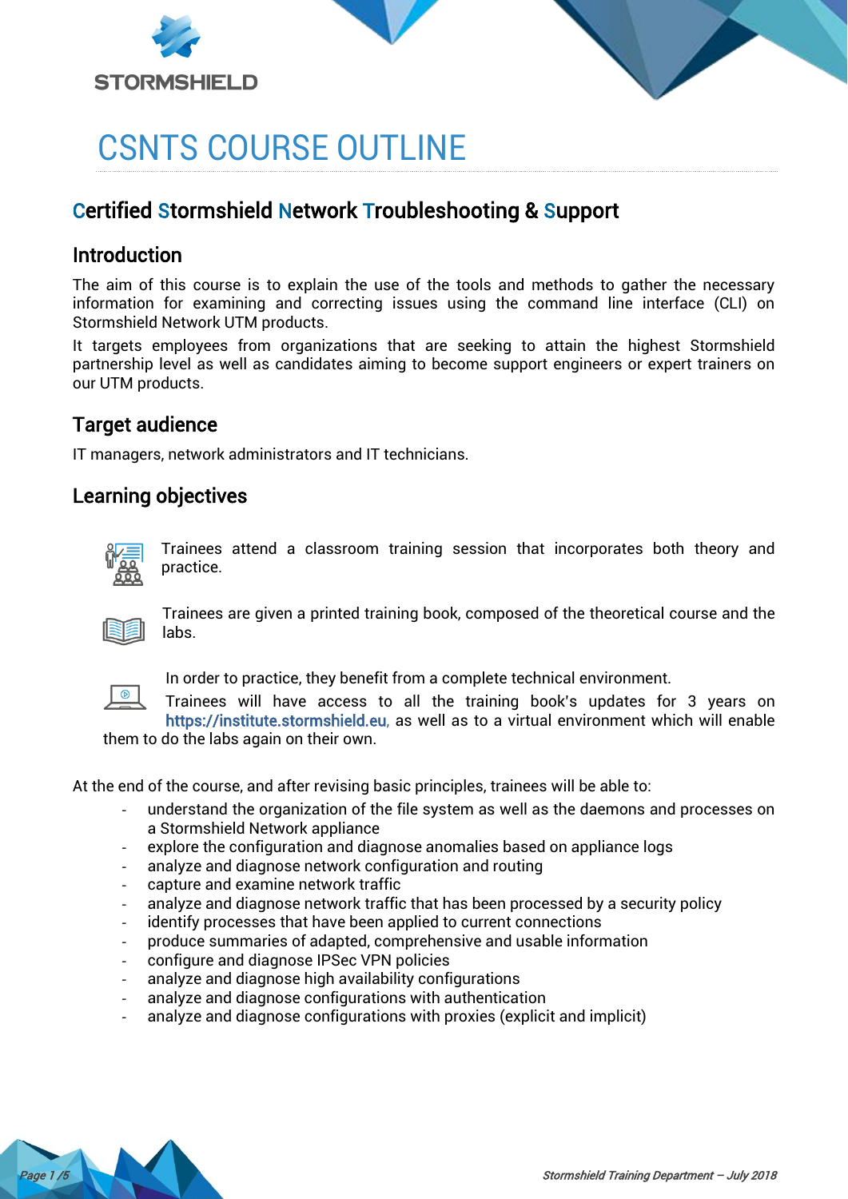STORMSHIELD

# CSNTS COURSE OUTLINE

## Certified Stormshield Network Troubleshooting & Support

### Introduction

The aim of this course is to explain the use of the tools and methods to gather the necessary information for examining and correcting issues using the command line interface (CLI) on Stormshield Network UTM products.

It targets employees from organizations that are seeking to attain the highest Stormshield partnership level as well as candidates aiming to become support engineers or expert trainers on our UTM products.

### Target audience

IT managers, network administrators and IT technicians.

### Learning objectives

Trainees attend a classroom training session that incorporates both theory and practice.

Trainees are given a printed training book, composed of the theoretical course and the labs.

In order to practice, they benefit from a complete technical environment.

Trainees will have access to all the training book's updates for 3 years on https://institute.stormshield.eu, as well as to a virtual environment which will enable them to do the labs again on their own.

At the end of the course, and after revising basic principles, trainees will be able to:

- understand the organization of the file system as well as the daemons and processes on a Stormshield Network appliance
- explore the configuration and diagnose anomalies based on appliance logs
- analyze and diagnose network configuration and routing
- capture and examine network traffic
- analyze and diagnose network traffic that has been processed by a security policy
- identify processes that have been applied to current connections
- produce summaries of adapted, comprehensive and usable information
- configure and diagnose IPSec VPN policies
- analyze and diagnose high availability configurations
- analyze and diagnose configurations with authentication
- analyze and diagnose configurations with proxies (explicit and implicit)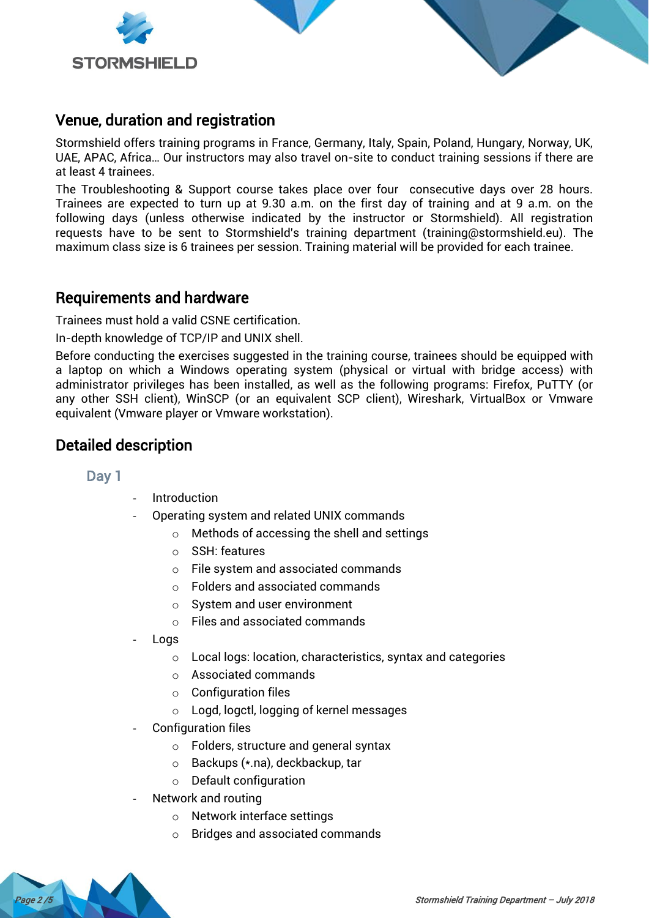## Venue, duration and registration

Stormshield offers training programs in France, Germany, Italy, Spain, Poland, Hungary, Norway, UK, UAE, APAC, Africa… Our instructors may also travel on-site to conduct training sessions if there are at least 4 trainees.

The Troubleshooting & Support course takes place over four consecutive days over 28 hours. Trainees are expected to turn up at 9.30 a.m. on the first day of training and at 9 a.m. on the following days (unless otherwise indicated by the instructor or Stormshield). All registration requests have to be sent to Stormshield's training department (training@stormshield.eu). The maximum class size is 6 trainees per session. Training material will be provided for each trainee.

## Requirements and hardware

Trainees must hold a valid CSNE certification.

In-depth knowledge of TCP/IP and UNIX shell.

Before conducting the exercises suggested in the training course, trainees should be equipped with a laptop on which a Windows operating system (physical or virtual with bridge access) with administrator privileges has been installed, as well as the following programs: Firefox, PuTTY (or any other SSH client), WinSCP (or an equivalent SCP client), Wireshark, VirtualBox or Vmware equivalent (Vmware player or Vmware workstation).

## Detailed description

### Day 1

- Introduction
- Operating system and related UNIX commands
  - Methods of accessing the shell and settings
  - SSH: features
  - File system and associated commands
  - Folders and associated commands
  - System and user environment
  - Files and associated commands
- Logs
  - Local logs: location, characteristics, syntax and categories
  - Associated commands
  - Configuration files
  - Logd, logctl, logging of kernel messages
- Configuration files
  - Folders, structure and general syntax
  - Backups (*.na), deckbackup, tar
  - Default configuration
- Network and routing
  - Network interface settings
  - Bridges and associated commands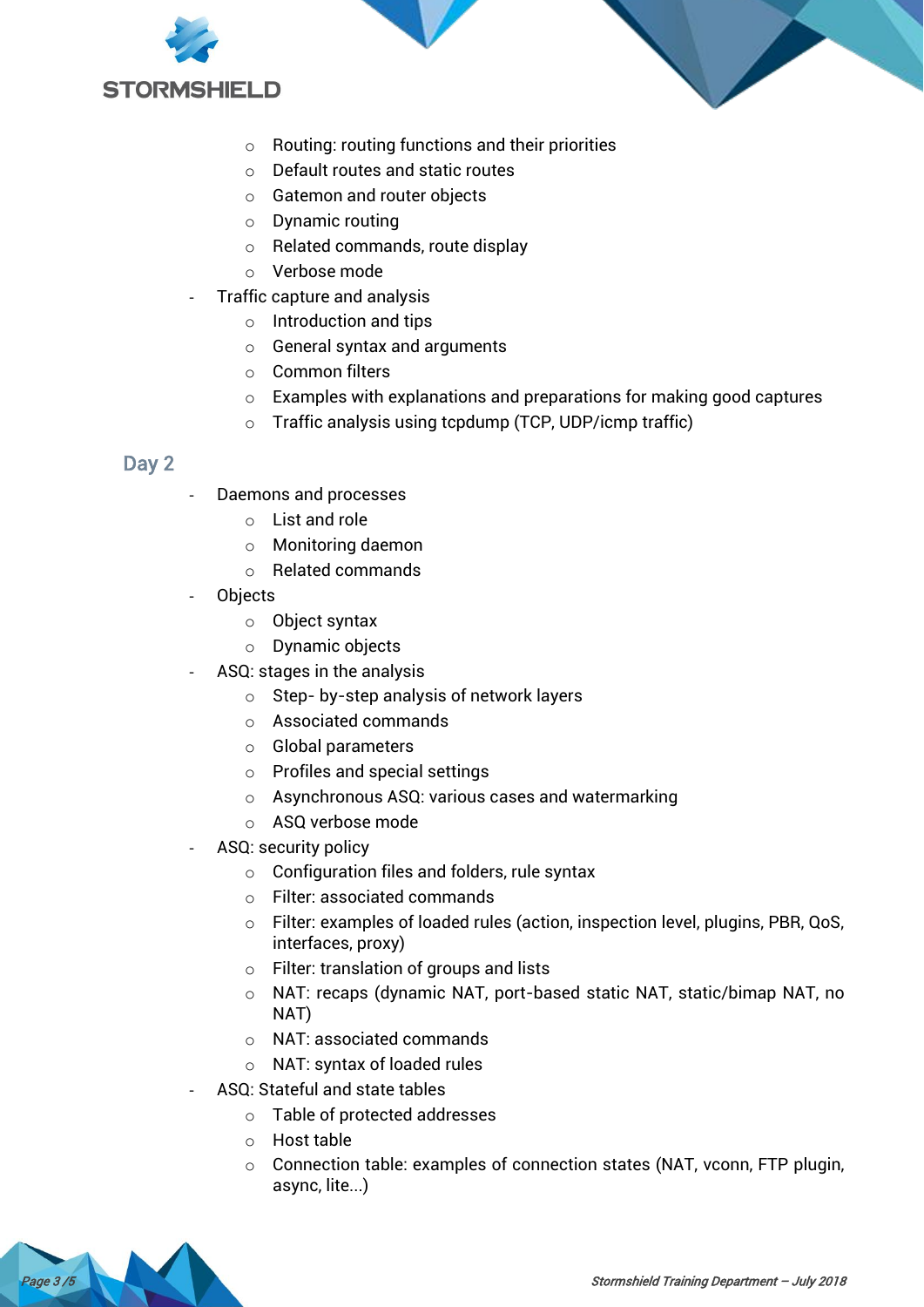- Routing: routing functions and their priorities
  - Default routes and static routes
  - Gatemon and router objects
  - Dynamic routing
  - Related commands, route display
  - Verbose mode
- Traffic capture and analysis
  - Introduction and tips
  - General syntax and arguments
  - Common filters
  - Examples with explanations and preparations for making good captures
  - Traffic analysis using tcpdump (TCP, UDP/icmp traffic)

## Day 2

- Daemons and processes
  - List and role
  - Monitoring daemon
  - Related commands
- Objects
  - Object syntax
  - Dynamic objects
- ASQ: stages in the analysis
  - Step- by-step analysis of network layers
  - Associated commands
  - Global parameters
  - Profiles and special settings
  - Asynchronous ASQ: various cases and watermarking
  - ASQ verbose mode
- ASQ: security policy
  - Configuration files and folders, rule syntax
  - Filter: associated commands
  - Filter: examples of loaded rules (action, inspection level, plugins, PBR, QoS, interfaces, proxy)
  - Filter: translation of groups and lists
  - NAT: recaps (dynamic NAT, port-based static NAT, static/bimap NAT, no NAT)
  - NAT: associated commands
  - NAT: syntax of loaded rules
- ASQ: Stateful and state tables
  - Table of protected addresses
  - Host table
  - Connection table: examples of connection states (NAT, vconn, FTP plugin, async, lite...)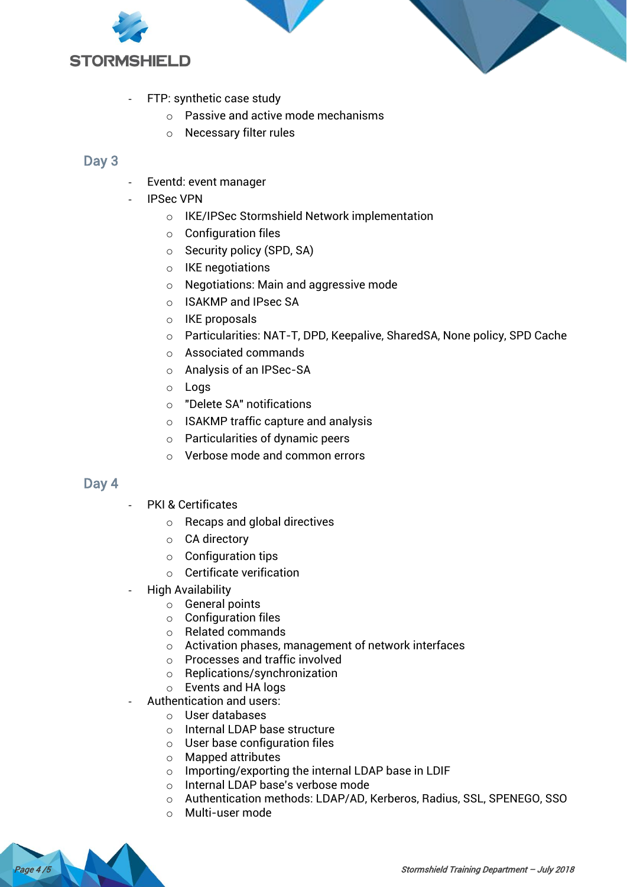- FTP: synthetic case study
    - Passive and active mode mechanisms
    - Necessary filter rules

## Day 3

- Eventd: event manager
- IPSec VPN
    - IKE/IPSec Stormshield Network implementation
    - Configuration files
    - Security policy (SPD, SA)
    - IKE negotiations
    - Negotiations: Main and aggressive mode
    - ISAKMP and IPsec SA
    - IKE proposals
    - Particularities: NAT-T, DPD, Keepalive, SharedSA, None policy, SPD Cache
    - Associated commands
    - Analysis of an IPSec-SA
    - Logs
    - "Delete SA" notifications
    - ISAKMP traffic capture and analysis
    - Particularities of dynamic peers
    - Verbose mode and common errors

## Day 4

- PKI & Certificates
    - Recaps and global directives
    - CA directory
    - Configuration tips
    - Certificate verification
- High Availability
    - General points
    - Configuration files
    - Related commands
    - Activation phases, management of network interfaces
    - Processes and traffic involved
    - Replications/synchronization
    - Events and HA logs
- Authentication and users:
    - User databases
    - Internal LDAP base structure
    - User base configuration files
    - Mapped attributes
    - Importing/exporting the internal LDAP base in LDIF
    - Internal LDAP base's verbose mode
    - Authentication methods: LDAP/AD, Kerberos, Radius, SSL, SPENEGO, SSO
    - Multi-user mode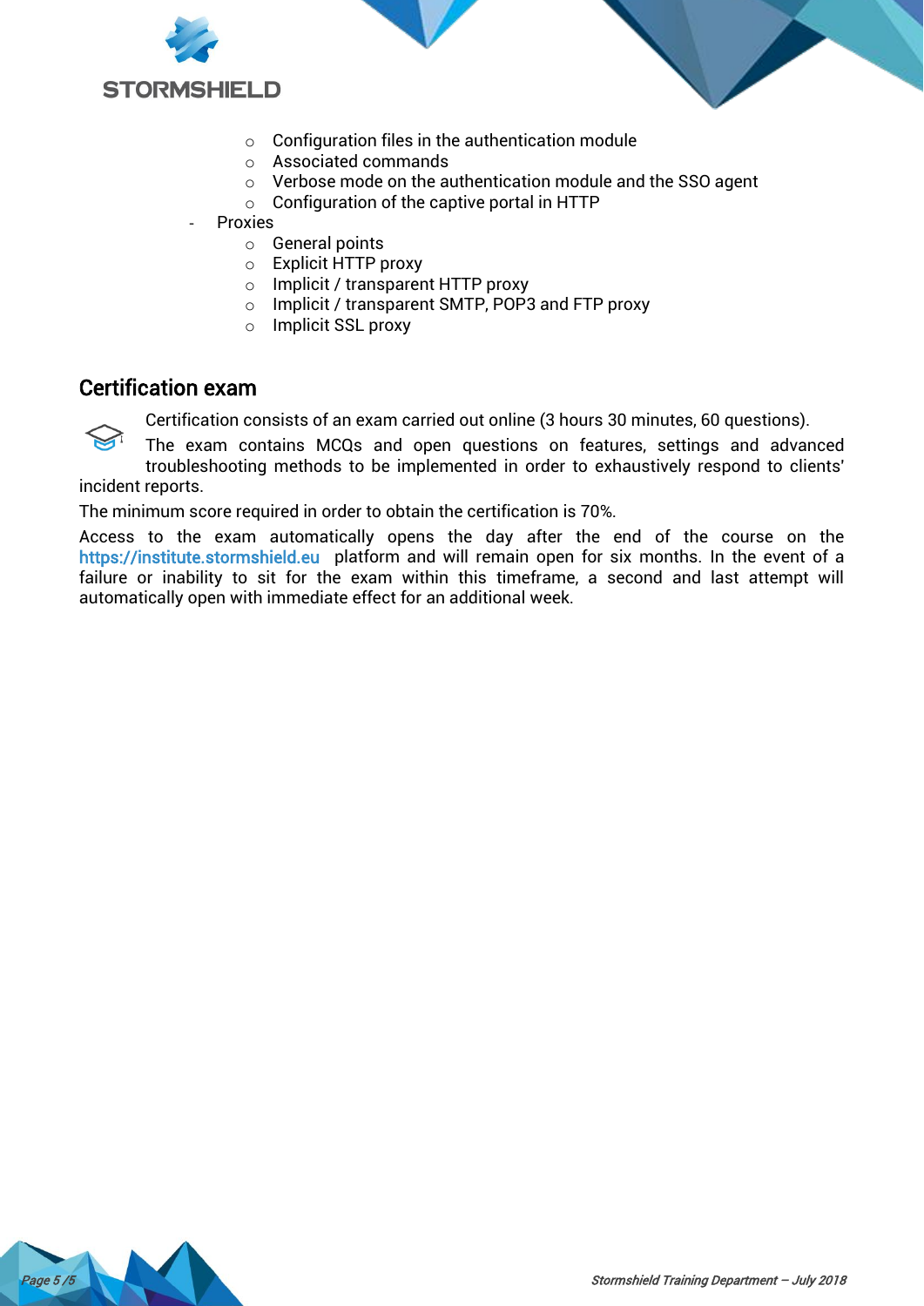- Configuration files in the authentication module
    - Associated commands
    - Verbose mode on the authentication module and the SSO agent
    - Configuration of the captive portal in HTTP
- Proxies
    - General points
    - Explicit HTTP proxy
    - Implicit / transparent HTTP proxy
    - Implicit / transparent SMTP, POP3 and FTP proxy
    - Implicit SSL proxy

## Certification exam

Certification consists of an exam carried out online (3 hours 30 minutes, 60 questions).

The exam contains MCQs and open questions on features, settings and advanced troubleshooting methods to be implemented in order to exhaustively respond to clients' incident reports.

The minimum score required in order to obtain the certification is 70%.

Access to the exam automatically opens the day after the end of the course on the https://institute.stormshield.eu platform and will remain open for six months. In the event of a failure or inability to sit for the exam within this timeframe, a second and last attempt will automatically open with immediate effect for an additional week.